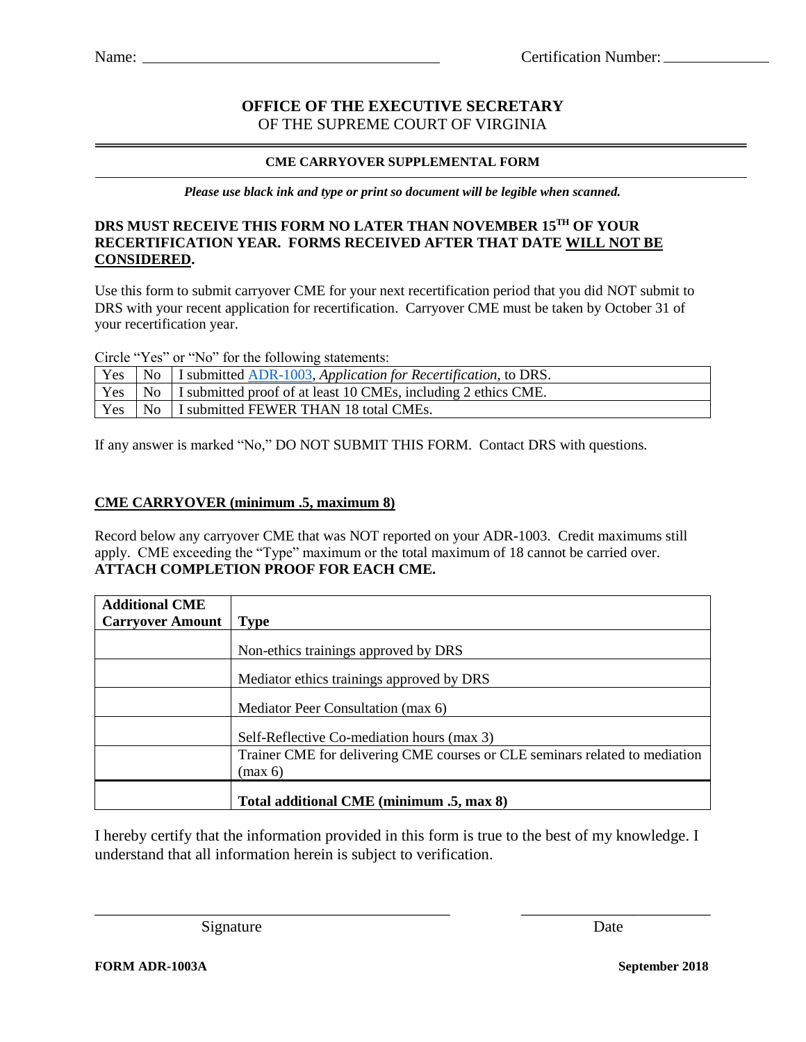Name: ______________________________ Certification Number: ______________

**OFFICE OF THE EXECUTIVE SECRETARY**
OF THE SUPREME COURT OF VIRGINIA

## CME CARRYOVER SUPPLEMENTAL FORM

***Please use black ink and type or print so document will be legible when scanned.***

**DRS MUST RECEIVE THIS FORM NO LATER THAN NOVEMBER 15[TH] OF YOUR RECERTIFICATION YEAR. FORMS RECEIVED AFTER THAT DATE WILL NOT BE CONSIDERED.**

Use this form to submit carryover CME for your next recertification period that you did NOT submit to DRS with your recent application for recertification. Carryover CME must be taken by October 31 of your recertification year.

Circle "Yes" or "No" for the following statements:

| | | |
|---|---|---|
| Yes | No | I submitted ADR-1003, *Application for Recertification*, to DRS. |
| Yes | No | I submitted proof of at least 10 CMEs, including 2 ethics CME. |
| Yes | No | I submitted FEWER THAN 18 total CMEs. |

If any answer is marked "No," DO NOT SUBMIT THIS FORM. Contact DRS with questions.

**CME CARRYOVER (minimum .5, maximum 8)**

Record below any carryover CME that was NOT reported on your ADR-1003. Credit maximums still apply. CME exceeding the "Type" maximum or the total maximum of 18 cannot be carried over.
**ATTACH COMPLETION PROOF FOR EACH CME.**

| Additional CME Carryover Amount | Type |
|---|---|
| | Non-ethics trainings approved by DRS |
| | Mediator ethics trainings approved by DRS |
| | Mediator Peer Consultation (max 6) |
| | Self-Reflective Co-mediation hours (max 3) |
| | Trainer CME for delivering CME courses or CLE seminars related to mediation (max 6) |
| | **Total additional CME (minimum .5, max 8)** |

I hereby certify that the information provided in this form is true to the best of my knowledge. I understand that all information herein is subject to verification.

_________________________________ Signature

_________________________________ Date

**FORM ADR-1003A** **September 2018**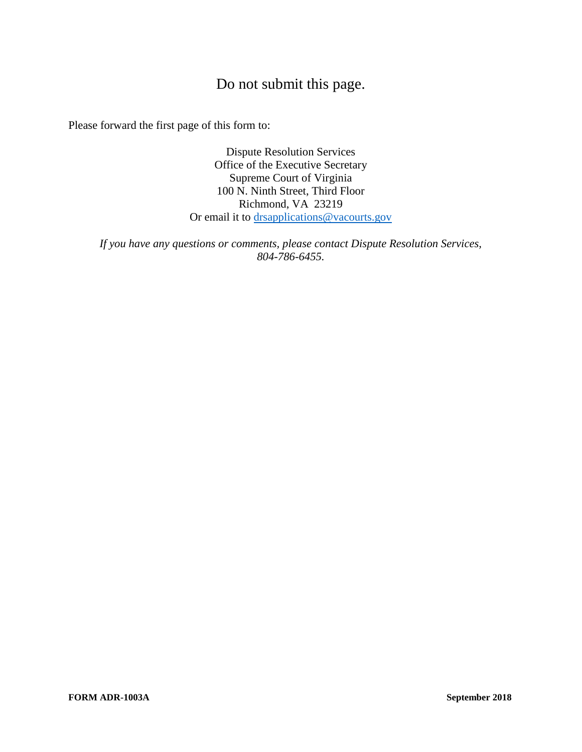# Do not submit this page.

Please forward the first page of this form to:

Dispute Resolution Services
Office of the Executive Secretary
Supreme Court of Virginia
100 N. Ninth Street, Third Floor
Richmond, VA 23219
Or email it to drsapplications@vacourts.gov

*If you have any questions or comments, please contact Dispute Resolution Services, 804-786-6455.*

**FORM ADR-1003A** **September 2018**